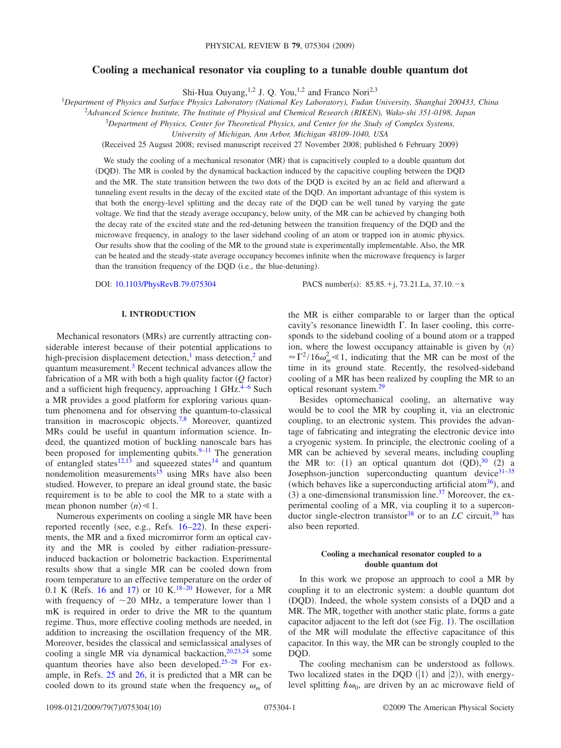# Cooling a mechanical resonator via coupling to a tunable double quantum dot

Shi-Hua Ouyang,[1,2] J. Q. You,[1,2] and Franco Nori[2,3]

[1] Department of Physics and Surface Physics Laboratory (National Key Laboratory), Fudan University, Shanghai 200433, China
[2] Advanced Science Institute, The Institute of Physical and Chemical Research (RIKEN), Wako-shi 351-0198, Japan
[3] Department of Physics, Center for Theoretical Physics, and Center for the Study of Complex Systems, University of Michigan, Ann Arbor, Michigan 48109-1040, USA

(Received 25 August 2008; revised manuscript received 27 November 2008; published 6 February 2009)

We study the cooling of a mechanical resonator (MR) that is capacitively coupled to a double quantum dot (DQD). The MR is cooled by the dynamical backaction induced by the capacitive coupling between the DQD and the MR. The state transition between the two dots of the DQD is excited by an ac field and afterward a tunneling event results in the decay of the excited state of the DQD. An important advantage of this system is that both the energy-level splitting and the decay rate of the DQD can be well tuned by varying the gate voltage. We find that the steady average occupancy, below unity, of the MR can be achieved by changing both the decay rate of the excited state and the red-detuning between the transition frequency of the DQD and the microwave frequency, in analogy to the laser sideband cooling of an atom or trapped ion in atomic physics. Our results show that the cooling of the MR to the ground state is experimentally implementable. Also, the MR can be heated and the steady-state average occupancy becomes infinite when the microwave frequency is larger than the transition frequency of the DQD (i.e., the blue-detuning).

DOI: 10.1103/PhysRevB.79.075304 PACS number(s): 85.85.+j, 73.21.La, 37.10.−x

## I. INTRODUCTION

Mechanical resonators (MRs) are currently attracting considerable interest because of their potential applications to high-precision displacement detection,[1] mass detection,[2] and quantum measurement.[3] Recent technical advances allow the fabrication of a MR with both a high quality factor ($Q$ factor) and a sufficient high frequency, approaching 1 GHz.[4–6] Such a MR provides a good platform for exploring various quantum phenomena and for observing the quantum-to-classical transition in macroscopic objects.[7,8] Moreover, quantized MRs could be useful in quantum information science. Indeed, the quantized motion of buckling nanoscale bars has been proposed for implementing qubits.[9–11] The generation of entangled states[12,13] and squeezed states[14] and quantum nondemolition measurements[15] using MRs have also been studied. However, to prepare an ideal ground state, the basic requirement is to be able to cool the MR to a state with a mean phonon number $\langle n\rangle \ll 1$.

Numerous experiments on cooling a single MR have been reported recently (see, e.g., Refs. 16–22). In these experiments, the MR and a fixed micromirror form an optical cavity and the MR is cooled by either radiation-pressure-induced backaction or bolometric backaction. Experimental results show that a single MR can be cooled down from room temperature to an effective temperature on the order of 0.1 K (Refs. 16 and 17) or 10 K.[18–20] However, for a MR with frequency of $\sim$20 MHz, a temperature lower than 1 mK is required in order to drive the MR to the quantum regime. Thus, more effective cooling methods are needed, in addition to increasing the oscillation frequency of the MR. Moreover, besides the classical and semiclassical analyses of cooling a single MR via dynamical backaction,[20,23,24] some quantum theories have also been developed.[25–28] For example, in Refs. 25 and 26, it is predicted that a MR can be cooled down to its ground state when the frequency $\omega_m$ of the MR is either comparable to or larger than the optical cavity's resonance linewidth $\Gamma$. In laser cooling, this corresponds to the sideband cooling of a bound atom or a trapped ion, where the lowest occupancy attainable is given by $\langle n\rangle \approx \Gamma^2/16\omega_m^2 \ll 1$, indicating that the MR can be most of the time in its ground state. Recently, the resolved-sideband cooling of a MR has been realized by coupling the MR to an optical resonant system.[29]

Besides optomechanical cooling, an alternative way would be to cool the MR by coupling it, via an electronic coupling, to an electronic system. This provides the advantage of fabricating and integrating the electronic device into a cryogenic system. In principle, the electronic cooling of a MR can be achieved by several means, including coupling the MR to: (1) an optical quantum dot (QD),[30] (2) a Josephson-junction superconducting quantum device[31–35] (which behaves like a superconducting artificial atom[36]), and (3) a one-dimensional transmission line.[37] Moreover, the experimental cooling of a MR, via coupling it to a superconductor single-electron transistor[38] or to an $LC$ circuit,[39] has also been reported.

### Cooling a mechanical resonator coupled to a double quantum dot

In this work we propose an approach to cool a MR by coupling it to an electronic system: a double quantum dot (DQD). Indeed, the whole system consists of a DQD and a MR. The MR, together with another static plate, forms a gate capacitor adjacent to the left dot (see Fig. 1). The oscillation of the MR will modulate the effective capacitance of this capacitor. In this way, the MR can be strongly coupled to the DQD.

The cooling mechanism can be understood as follows. Two localized states in the DQD ($|1\rangle$ and $|2\rangle$), with energy-level splitting $\hbar\omega_0$, are driven by an ac microwave field of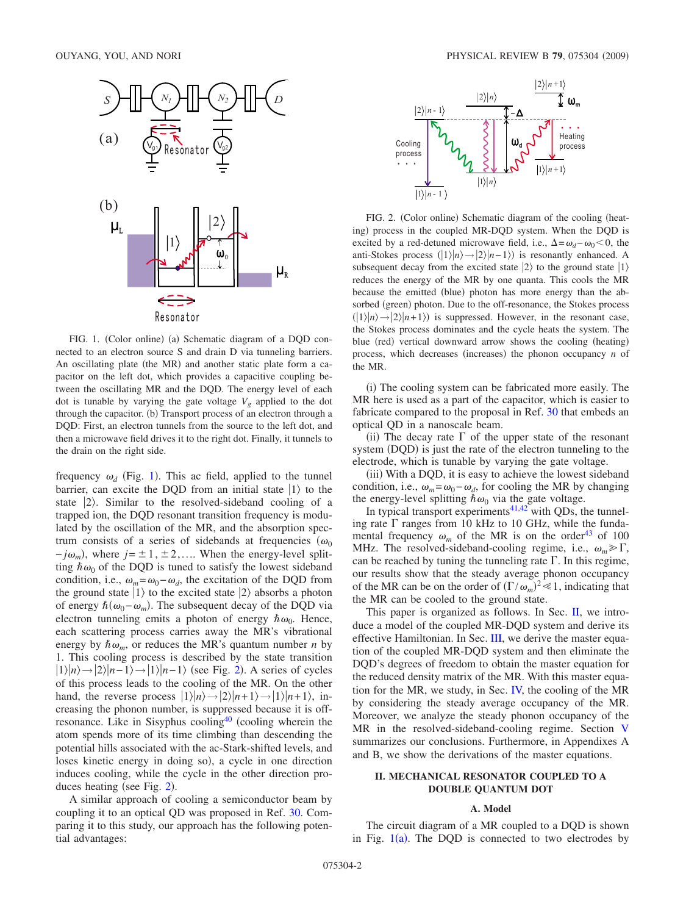FIG. 1. (Color online) (a) Schematic diagram of a DQD connected to an electron source S and drain D via tunneling barriers. An oscillating plate (the MR) and another static plate form a capacitor on the left dot, which provides a capacitive coupling between the oscillating MR and the DQD. The energy level of each dot is tunable by varying the gate voltage $V_g$ applied to the dot through the capacitor. (b) Transport process of an electron through a DQD: First, an electron tunnels from the source to the left dot, and then a microwave field drives it to the right dot. Finally, it tunnels to the drain on the right side.

frequency $\omega_d$ (Fig. 1). This ac field, applied to the tunnel barrier, can excite the DQD from an initial state $|1\rangle$ to the state $|2\rangle$. Similar to the resolved-sideband cooling of a trapped ion, the DQD resonant transition frequency is modulated by the oscillation of the MR, and the absorption spectrum consists of a series of sidebands at frequencies $(\omega_0 - j\omega_m)$, where $j = \pm 1, \pm 2, \ldots$. When the energy-level splitting $\hbar\omega_0$ of the DQD is tuned to satisfy the lowest sideband condition, i.e., $\omega_m = \omega_0 - \omega_d$, the excitation of the DQD from the ground state $|1\rangle$ to the excited state $|2\rangle$ absorbs a photon of energy $\hbar(\omega_0 - \omega_m)$. The subsequent decay of the DQD via electron tunneling emits a photon of energy $\hbar\omega_0$. Hence, each scattering process carries away the MR's vibrational energy by $\hbar\omega_m$, or reduces the MR's quantum number $n$ by 1. This cooling process is described by the state transition $|1\rangle|n\rangle \to |2\rangle|n-1\rangle \to |1\rangle|n-1\rangle$ (see Fig. 2). A series of cycles of this process leads to the cooling of the MR. On the other hand, the reverse process $|1\rangle|n\rangle \to |2\rangle|n+1\rangle \to |1\rangle|n+1\rangle$, increasing the phonon number, is suppressed because it is off-resonance. Like in Sisyphus cooling[40] (cooling wherein the atom spends more of its time climbing than descending the potential hills associated with the ac-Stark-shifted levels, and loses kinetic energy in doing so), a cycle in one direction induces cooling, while the cycle in the other direction produces heating (see Fig. 2).

A similar approach of cooling a semiconductor beam by coupling it to an optical QD was proposed in Ref. 30. Comparing it to this study, our approach has the following potential advantages:

FIG. 2. (Color online) Schematic diagram of the cooling (heating) process in the coupled MR-DQD system. When the DQD is excited by a red-detuned microwave field, i.e., $\Delta = \omega_d - \omega_0 < 0$, the anti-Stokes process $(|1\rangle|n\rangle \to |2\rangle|n-1\rangle)$ is resonantly enhanced. A subsequent decay from the excited state $|2\rangle$ to the ground state $|1\rangle$ reduces the energy of the MR by one quanta. This cools the MR because the emitted (blue) photon has more energy than the absorbed (green) photon. Due to the off-resonance, the Stokes process $(|1\rangle|n\rangle \to |2\rangle|n+1\rangle)$ is suppressed. However, in the resonant case, the Stokes process dominates and the cycle heats the system. The blue (red) vertical downward arrow shows the cooling (heating) process, which decreases (increases) the phonon occupancy $n$ of the MR.

(i) The cooling system can be fabricated more easily. The MR here is used as a part of the capacitor, which is easier to fabricate compared to the proposal in Ref. 30 that embeds an optical QD in a nanoscale beam.

(ii) The decay rate $\Gamma$ of the upper state of the resonant system (DQD) is just the rate of the electron tunneling to the electrode, which is tunable by varying the gate voltage.

(iii) With a DQD, it is easy to achieve the lowest sideband condition, i.e., $\omega_m = \omega_0 - \omega_d$, for cooling the MR by changing the energy-level splitting $\hbar\omega_0$ via the gate voltage.

In typical transport experiments[41,42] with QDs, the tunneling rate $\Gamma$ ranges from 10 kHz to 10 GHz, while the fundamental frequency $\omega_m$ of the MR is on the order[43] of 100 MHz. The resolved-sideband-cooling regime, i.e., $\omega_m \gg \Gamma$, can be reached by tuning the tunneling rate $\Gamma$. In this regime, our results show that the steady average phonon occupancy of the MR can be on the order of $(\Gamma/\omega_m)^2 \ll 1$, indicating that the MR can be cooled to the ground state.

This paper is organized as follows. In Sec. II, we introduce a model of the coupled MR-DQD system and derive its effective Hamiltonian. In Sec. III, we derive the master equation of the coupled MR-DQD system and then eliminate the DQD's degrees of freedom to obtain the master equation for the reduced density matrix of the MR. With this master equation for the MR, we study, in Sec. IV, the cooling of the MR by considering the steady average occupancy of the MR. Moreover, we analyze the steady phonon occupancy of the MR in the resolved-sideband-cooling regime. Section V summarizes our conclusions. Furthermore, in Appendixes A and B, we show the derivations of the master equations.

## II. MECHANICAL RESONATOR COUPLED TO A DOUBLE QUANTUM DOT

### A. Model

The circuit diagram of a MR coupled to a DQD is shown in Fig. 1(a). The DQD is connected to two electrodes by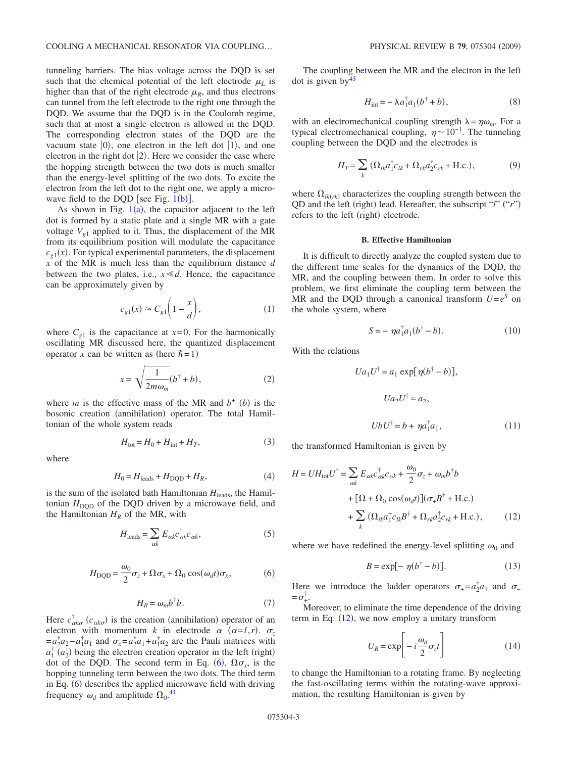tunneling barriers. The bias voltage across the DQD is set such that the chemical potential of the left electrode $\mu_L$ is higher than that of the right electrode $\mu_R$, and thus electrons can tunnel from the left electrode to the right one through the DQD. We assume that the DQD is in the Coulomb regime, such that at most a single electron is allowed in the DQD. The corresponding electron states of the DQD are the vacuum state $|0\rangle$, one electron in the left dot $|1\rangle$, and one electron in the right dot $|2\rangle$. Here we consider the case where the hopping strength between the two dots is much smaller than the energy-level splitting of the two dots. To excite the electron from the left dot to the right one, we apply a microwave field to the DQD [see Fig. 1(b)].

As shown in Fig. 1(a), the capacitor adjacent to the left dot is formed by a static plate and a single MR with a gate voltage $V_{g1}$ applied to it. Thus, the displacement of the MR from its equilibrium position will modulate the capacitance $c_{g1}(x)$. For typical experimental parameters, the displacement $x$ of the MR is much less than the equilibrium distance $d$ between the two plates, i.e., $x \ll d$. Hence, the capacitance can be approximately given by

$$c_{g1}(x) \approx C_{g1}\left(1 - \frac{x}{d}\right), \tag{1}$$

where $C_{g1}$ is the capacitance at $x=0$. For the harmonically oscillating MR discussed here, the quantized displacement operator $x$ can be written as (here $\hbar = 1$)

$$x = \sqrt{\frac{1}{2m\omega_m}}(b^\dagger + b), \tag{2}$$

where $m$ is the effective mass of the MR and $b^+$ ($b$) is the bosonic creation (annihilation) operator. The total Hamiltonian of the whole system reads

$$H_{\text{tot}} = H_0 + H_{\text{int}} + H_T, \tag{3}$$

where

$$H_0 = H_{\text{leads}} + H_{\text{DQD}} + H_R, \tag{4}$$

is the sum of the isolated bath Hamiltonian $H_{\text{leads}}$, the Hamiltonian $H_{\text{DQD}}$ of the DQD driven by a microwave field, and the Hamiltonian $H_R$ of the MR, with

$$H_{\text{leads}} = \sum_{\alpha k} E_{\alpha k} c^\dagger_{\alpha k} c_{\alpha k}, \tag{5}$$

$$H_{\text{DQD}} = \frac{\omega_0}{2}\sigma_z + \Omega\sigma_x + \Omega_0 \cos(\omega_d t)\sigma_x, \tag{6}$$

$$H_R = \omega_m b^\dagger b. \tag{7}$$

Here $c^\dagger_{\alpha k\sigma}$ ($c_{\alpha k\sigma}$) is the creation (annihilation) operator of an electron with momentum $k$ in electrode $\alpha$ ($\alpha = l, r$). $\sigma_z = a_2^\dagger a_2 - a_1^\dagger a_1$ and $\sigma_x = a_2^\dagger a_1 + a_1^\dagger a_2$ are the Pauli matrices with $a_1^\dagger$ ($a_2^\dagger$) being the electron creation operator in the left (right) dot of the DQD. The second term in Eq. (6), $\Omega\sigma_x$, is the hopping tunneling term between the two dots. The third term in Eq. (6) describes the applied microwave field with driving frequency $\omega_d$ and amplitude $\Omega_0$.[44]

The coupling between the MR and the electron in the left dot is given by[45]

$$H_{\text{int}} = -\lambda a_1^\dagger a_1 (b^\dagger + b), \tag{8}$$

with an electromechanical coupling strength $\lambda = \eta\omega_m$. For a typical electromechanical coupling, $\eta \sim 10^{-1}$. The tunneling coupling between the DQD and the electrodes is

$$H_T = \sum_k (\Omega_{lk} a_1^\dagger c_{lk} + \Omega_{rk} a_2^\dagger c_{rk} + \text{H.c.}), \tag{9}$$

where $\Omega_{lk(rk)}$ characterizes the coupling strength between the QD and the left (right) lead. Hereafter, the subscript "$l$" ("$r$") refers to the left (right) electrode.

### B. Effective Hamiltonian

It is difficult to directly analyze the coupled system due to the different time scales for the dynamics of the DQD, the MR, and the coupling between them. In order to solve this problem, we first eliminate the coupling term between the MR and the DQD through a canonical transform $U = e^S$ on the whole system, where

$$S = -\eta a_1^\dagger a_1 (b^\dagger - b). \tag{10}$$

With the relations

$$U a_1 U^\dagger = a_1 \exp[\eta(b^\dagger - b)],$$

$$U a_2 U^\dagger = a_2,$$

$$U b U^\dagger = b + \eta a_1^\dagger a_1, \tag{11}$$

the transformed Hamiltonian is given by

$$\begin{aligned} H = U H_{\text{tot}} U^\dagger = &\sum_{\alpha k} E_{\alpha k} c^\dagger_{\alpha k} c_{\alpha k} + \frac{\omega_0}{2}\sigma_z + \omega_m b^\dagger b \\ &+ [\Omega + \Omega_0 \cos(\omega_d t)](\sigma_+ B^\dagger + \text{H.c.}) \\ &+ \sum_k (\Omega_{lk} a_1^\dagger c_{lk} B^\dagger + \Omega_{rk} a_2^\dagger c_{rk} + \text{H.c.}), \end{aligned} \tag{12}$$

where we have redefined the energy-level splitting $\omega_0$ and

$$B = \exp[-\eta(b^\dagger - b)]. \tag{13}$$

Here we introduce the ladder operators $\sigma_+ = a_2^\dagger a_1$ and $\sigma_- = \sigma_+^\dagger$.

Moreover, to eliminate the time dependence of the driving term in Eq. (12), we now employ a unitary transform

$$U_R = \exp\left[-i\frac{\omega_d}{2}\sigma_z t\right] \tag{14}$$

to change the Hamiltonian to a rotating frame. By neglecting the fast-oscillating terms within the rotating-wave approximation, the resulting Hamiltonian is given by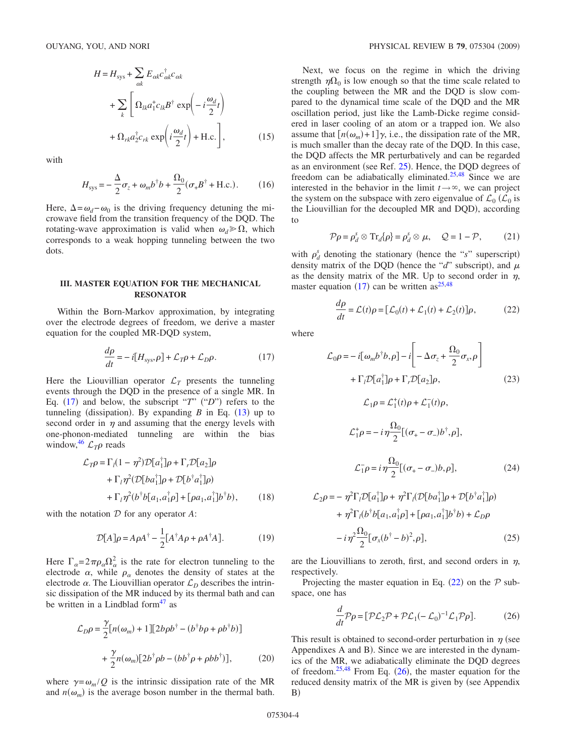$$H = H_{\text{sys}} + \sum_{\alpha k} E_{\alpha k} c_{\alpha k}^{\dagger} c_{\alpha k} + \sum_{k} \left[ \Omega_{lk} a_1^{+} c_{lk} B^{\dagger} \exp\left(-i\frac{\omega_d}{2}t\right) + \Omega_{rk} a_2^{\dagger} c_{rk} \exp\left(i\frac{\omega_d}{2}t\right) + \text{H.c.} \right], \tag{15}$$

with

$$H_{\text{sys}} = -\frac{\Delta}{2}\sigma_z + \omega_m b^{\dagger} b + \frac{\Omega_0}{2}(\sigma_+ B^{\dagger} + \text{H.c.}). \tag{16}$$

Here, $\Delta = \omega_d - \omega_0$ is the driving frequency detuning the microwave field from the transition frequency of the DQD. The rotating-wave approximation is valid when $\omega_d \gg \Omega$, which corresponds to a weak hopping tunneling between the two dots.

## III. MASTER EQUATION FOR THE MECHANICAL RESONATOR

Within the Born-Markov approximation, by integrating over the electrode degrees of freedom, we derive a master equation for the coupled MR-DQD system,

$$\frac{d\rho}{dt} = -i[H_{\text{sys}}, \rho] + \mathcal{L}_T \rho + \mathcal{L}_D \rho. \tag{17}$$

Here the Liouvillian operator $\mathcal{L}_T$ presents the tunneling events through the DQD in the presence of a single MR. In Eq. (17) and below, the subscript "$T$" ("$D$") refers to the tunneling (dissipation). By expanding $B$ in Eq. (13) up to second order in $\eta$ and assuming that the energy levels with one-phonon-mediated tunneling are within the bias window,[46] $\mathcal{L}_T \rho$ reads

$$\begin{aligned}\mathcal{L}_T \rho = {} & \Gamma_l (1-\eta^2) \mathcal{D}[a_1^{\dagger}]\rho + \Gamma_r \mathcal{D}[a_2]\rho \\ & + \Gamma_l \eta^2 (\mathcal{D}[b a_1^{\dagger}]\rho + \mathcal{D}[b^{\dagger} a_1^{\dagger}]\rho) \\ & + \Gamma_l \eta^2 (b^{\dagger} b [a_1, a_1^{\dagger}\rho] + [\rho a_1, a_1^{\dagger}] b^{\dagger} b),\end{aligned} \tag{18}$$

with the notation $\mathcal{D}$ for any operator $A$:

$$\mathcal{D}[A]\rho = A\rho A^{\dagger} - \frac{1}{2}[A^{\dagger} A \rho + \rho A^{\dagger} A]. \tag{19}$$

Here $\Gamma_\alpha = 2\pi \rho_\alpha \Omega_\alpha^2$ is the rate for electron tunneling to the electrode $\alpha$, while $\rho_\alpha$ denotes the density of states at the electrode $\alpha$. The Liouvillian operator $\mathcal{L}_D$ describes the intrinsic dissipation of the MR induced by its thermal bath and can be written in a Lindblad form[47] as

$$\begin{aligned}\mathcal{L}_D \rho = {} & \frac{\gamma}{2}[n(\omega_m) + 1][2b\rho b^{\dagger} - (b^{\dagger} b \rho + \rho b^{\dagger} b)] \\ & + \frac{\gamma}{2} n(\omega_m)[2b^{\dagger} \rho b - (b b^{\dagger} \rho + \rho b b^{\dagger})],\end{aligned} \tag{20}$$

where $\gamma = \omega_m / Q$ is the intrinsic dissipation rate of the MR and $n(\omega_m)$ is the average boson number in the thermal bath.

Next, we focus on the regime in which the driving strength $\eta \Omega_0$ is low enough so that the time scale related to the coupling between the MR and the DQD is slow compared to the dynamical time scale of the DQD and the MR oscillation period, just like the Lamb-Dicke regime considered in laser cooling of an atom or a trapped ion. We also assume that $[n(\omega_m) + 1]\gamma$, i.e., the dissipation rate of the MR, is much smaller than the decay rate of the DQD. In this case, the DQD affects the MR perturbatively and can be regarded as an environment (see Ref. 25). Hence, the DQD degrees of freedom can be adiabatically eliminated.[25,48] Since we are interested in the behavior in the limit $t \to \infty$, we can project the system on the subspace with zero eigenvalue of $\mathcal{L}_0$ ($\mathcal{L}_0$ is the Liouvillian for the decoupled MR and DQD), according to

$$\mathcal{P}\rho = \rho_d^s \otimes \text{Tr}_d\{\rho\} = \rho_d^s \otimes \mu, \quad \mathcal{Q} = 1 - \mathcal{P}, \tag{21}$$

with $\rho_d^s$ denoting the stationary (hence the "$s$" superscript) density matrix of the DQD (hence the "$d$" subscript), and $\mu$ as the density matrix of the MR. Up to second order in $\eta$, master equation (17) can be written as[25,48]

$$\frac{d\rho}{dt} = \mathcal{L}(t)\rho = [\mathcal{L}_0(t) + \mathcal{L}_1(t) + \mathcal{L}_2(t)]\rho, \tag{22}$$

where

$$\begin{aligned}\mathcal{L}_0 \rho = {} & -i[\omega_m b^{\dagger} b, \rho] - i\left[-\Delta \sigma_z + \frac{\Omega_0}{2}\sigma_x, \rho\right] \\ & + \Gamma_l \mathcal{D}[a_1^{\dagger}]\rho + \Gamma_r \mathcal{D}[a_2]\rho,\end{aligned} \tag{23}$$

$$\mathcal{L}_1 \rho = \mathcal{L}_1^{+}(t)\rho + \mathcal{L}_1^{-}(t)\rho,$$

$$\mathcal{L}_1^{+}\rho = -i\eta \frac{\Omega_0}{2}[(\sigma_+ - \sigma_-)b^{\dagger}, \rho],$$

$$\mathcal{L}_1^{-}\rho = i\eta \frac{\Omega_0}{2}[(\sigma_+ - \sigma_-)b, \rho], \tag{24}$$

$$\begin{aligned}\mathcal{L}_2 \rho = {} & -\eta^2 \Gamma_l \mathcal{D}[a_1^{\dagger}]\rho + \eta^2 \Gamma_l (\mathcal{D}[b a_1^{\dagger}]\rho + \mathcal{D}[b^{\dagger} a_1^{\dagger}]\rho) \\ & + \eta^2 \Gamma_l (b^{\dagger} b [a_1, a_1^{\dagger}\rho] + [\rho a_1, a_1^{\dagger}] b^{\dagger} b) + \mathcal{L}_D \rho \\ & - i\eta^2 \frac{\Omega_0}{2}[\sigma_x (b^{\dagger} - b)^2, \rho],\end{aligned} \tag{25}$$

are the Liouvillians to zeroth, first, and second orders in $\eta$, respectively.

Projecting the master equation in Eq. (22) on the $\mathcal{P}$ subspace, one has

$$\frac{d}{dt}\mathcal{P}\rho = [\mathcal{P}\mathcal{L}_2 \mathcal{P} + \mathcal{P}\mathcal{L}_1 (-\mathcal{L}_0)^{-1} \mathcal{L}_1 \mathcal{P}\rho]. \tag{26}$$

This result is obtained to second-order perturbation in $\eta$ (see Appendixes A and B). Since we are interested in the dynamics of the MR, we adiabatically eliminate the DQD degrees of freedom.[25,48] From Eq. (26), the master equation for the reduced density matrix of the MR is given by (see Appendix B)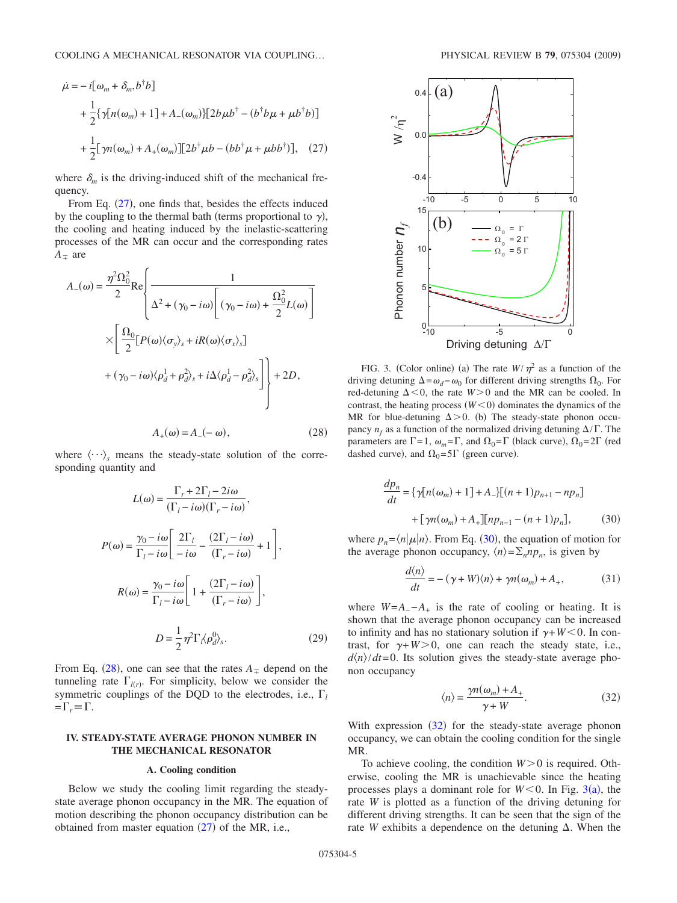$$\dot{\mu} = -i[\omega_m + \delta_m b^\dagger b]$$

$$+ \frac{1}{2}\{\gamma[n(\omega_m)+1] + A_-(\omega_m)\}[2b\mu b^\dagger - (b^\dagger b\mu + \mu b^\dagger b)]$$

$$+ \frac{1}{2}[\gamma n(\omega_m) + A_+(\omega_m)][2b^\dagger \mu b - (bb^\dagger \mu + \mu bb^\dagger)], \quad (27)$$

where $\delta_m$ is the driving-induced shift of the mechanical frequency.

From Eq. (27), one finds that, besides the effects induced by the coupling to the thermal bath (terms proportional to $\gamma$), the cooling and heating induced by the inelastic-scattering processes of the MR can occur and the corresponding rates $A_\mp$ are

$$A_-(\omega) = \frac{\eta^2\Omega_0^2}{2}\mathrm{Re}\left\{\frac{1}{\Delta^2 + (\gamma_0 - i\omega)\left[(\gamma_0 - i\omega) + \frac{\Omega_0^2}{2}L(\omega)\right]}\right.$$

$$\times\left[\frac{\Omega_0}{2}[P(\omega)\langle\sigma_y\rangle_s + iR(\omega)\langle\sigma_x\rangle_s]\right.$$

$$\left.\left. + (\gamma_0 - i\omega)\langle\rho_d^1 + \rho_d^2\rangle_s + i\Delta\langle\rho_d^1 - \rho_d^2\rangle_s\right]\right\} + 2D,$$

$$A_+(\omega) = A_-(-\omega), \quad (28)$$

where $\langle\cdots\rangle_s$ means the steady-state solution of the corresponding quantity and

$$L(\omega) = \frac{\Gamma_r + 2\Gamma_l - 2i\omega}{(\Gamma_l - i\omega)(\Gamma_r - i\omega)},$$

$$P(\omega) = \frac{\gamma_0 - i\omega}{\Gamma_l - i\omega}\left[\frac{2\Gamma_l}{-i\omega} - \frac{(2\Gamma_l - i\omega)}{(\Gamma_r - i\omega)} + 1\right],$$

$$R(\omega) = \frac{\gamma_0 - i\omega}{\Gamma_l - i\omega}\left[1 + \frac{(2\Gamma_l - i\omega)}{(\Gamma_r - i\omega)}\right],$$

$$D = \frac{1}{2}\eta^2\Gamma_l\langle\rho_d^0\rangle_s. \quad (29)$$

From Eq. (28), one can see that the rates $A_\mp$ depend on the tunneling rate $\Gamma_{l(r)}$. For simplicity, below we consider the symmetric couplings of the DQD to the electrodes, i.e., $\Gamma_l = \Gamma_r \equiv \Gamma$.

## IV. STEADY-STATE AVERAGE PHONON NUMBER IN THE MECHANICAL RESONATOR

### A. Cooling condition

Below we study the cooling limit regarding the steady-state average phonon occupancy in the MR. The equation of motion describing the phonon occupancy distribution can be obtained from master equation (27) of the MR, i.e.,

$$\frac{dp_n}{dt} = \{\gamma[n(\omega_m)+1] + A_-\}[(n+1)p_{n+1} - np_n]$$

$$+ [\gamma n(\omega_m) + A_+][np_{n-1} - (n+1)p_n], \quad (30)$$

where $p_n = \langle n|\mu|n\rangle$. From Eq. (30), the equation of motion for the average phonon occupancy, $\langle n\rangle = \Sigma_n np_n$, is given by

$$\frac{d\langle n\rangle}{dt} = -(\gamma + W)\langle n\rangle + \gamma n(\omega_m) + A_+, \quad (31)$$

where $W = A_- - A_+$ is the rate of cooling or heating. It is shown that the average phonon occupancy can be increased to infinity and has no stationary solution if $\gamma + W < 0$. In contrast, for $\gamma + W > 0$, one can reach the steady state, i.e., $d\langle n\rangle/dt = 0$. Its solution gives the steady-state average phonon occupancy

$$\langle n\rangle = \frac{\gamma n(\omega_m) + A_+}{\gamma + W}. \quad (32)$$

With expression (32) for the steady-state average phonon occupancy, we can obtain the cooling condition for the single MR.

To achieve cooling, the condition $W > 0$ is required. Otherwise, cooling the MR is unachievable since the heating processes plays a dominant role for $W < 0$. In Fig. 3(a), the rate $W$ is plotted as a function of the driving detuning for different driving strengths. It can be seen that the sign of the rate $W$ exhibits a dependence on the detuning $\Delta$. When the

FIG. 3. (Color online) (a) The rate $W/\eta^2$ as a function of the driving detuning $\Delta = \omega_d - \omega_0$ for different driving strengths $\Omega_0$. For red-detuning $\Delta < 0$, the rate $W > 0$ and the MR can be cooled. In contrast, the heating process ($W < 0$) dominates the dynamics of the MR for blue-detuning $\Delta > 0$. (b) The steady-state phonon occupancy $n_f$ as a function of the normalized driving detuning $\Delta/\Gamma$. The parameters are $\Gamma = 1$, $\omega_m = \Gamma$, and $\Omega_0 = \Gamma$ (black curve), $\Omega_0 = 2\Gamma$ (red dashed curve), and $\Omega_0 = 5\Gamma$ (green curve).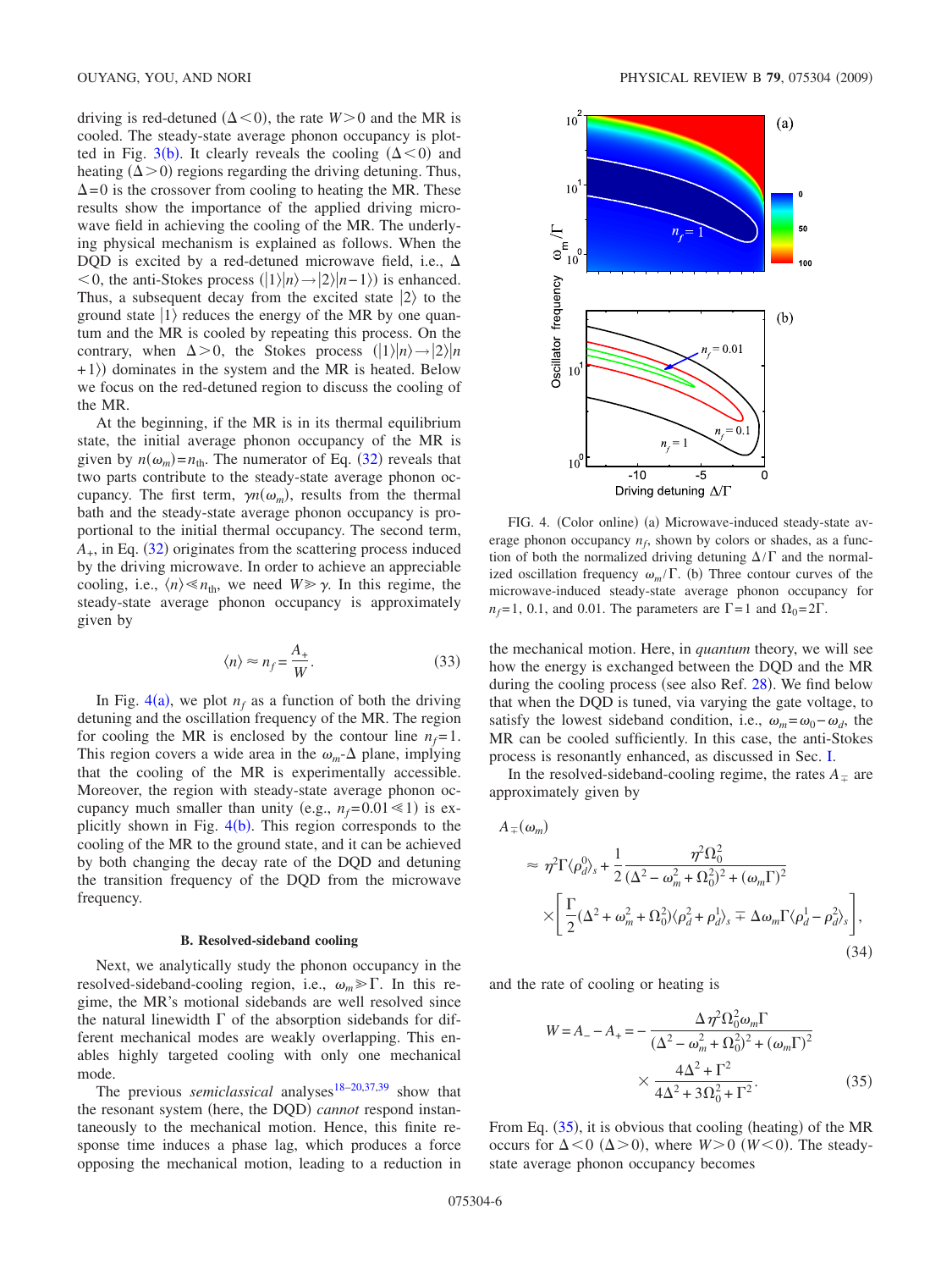driving is red-detuned ($\Delta < 0$), the rate $W > 0$ and the MR is cooled. The steady-state average phonon occupancy is plotted in Fig. 3(b). It clearly reveals the cooling ($\Delta < 0$) and heating ($\Delta > 0$) regions regarding the driving detuning. Thus, $\Delta = 0$ is the crossover from cooling to heating the MR. These results show the importance of the applied driving microwave field in achieving the cooling of the MR. The underlying physical mechanism is explained as follows. When the DQD is excited by a red-detuned microwave field, i.e., $\Delta < 0$, the anti-Stokes process $(|1\rangle|n\rangle \rightarrow |2\rangle|n-1\rangle)$ is enhanced. Thus, a subsequent decay from the excited state $|2\rangle$ to the ground state $|1\rangle$ reduces the energy of the MR by one quantum and the MR is cooled by repeating this process. On the contrary, when $\Delta > 0$, the Stokes process $(|1\rangle|n\rangle \rightarrow |2\rangle|n+1\rangle)$ dominates in the system and the MR is heated. Below we focus on the red-detuned region to discuss the cooling of the MR.

At the beginning, if the MR is in its thermal equilibrium state, the initial average phonon occupancy of the MR is given by $n(\omega_m) = n_{\text{th}}$. The numerator of Eq. (32) reveals that two parts contribute to the steady-state average phonon occupancy. The first term, $\gamma n(\omega_m)$, results from the thermal bath and the steady-state average phonon occupancy is proportional to the initial thermal occupancy. The second term, $A_+$, in Eq. (32) originates from the scattering process induced by the driving microwave. In order to achieve an appreciable cooling, i.e., $\langle n \rangle \ll n_{\text{th}}$, we need $W \gg \gamma$. In this regime, the steady-state average phonon occupancy is approximately given by

$$\langle n \rangle \approx n_f = \frac{A_+}{W}. \tag{33}$$

In Fig. 4(a), we plot $n_f$ as a function of both the driving detuning and the oscillation frequency of the MR. The region for cooling the MR is enclosed by the contour line $n_f = 1$. This region covers a wide area in the $\omega_m$-$\Delta$ plane, implying that the cooling of the MR is experimentally accessible. Moreover, the region with steady-state average phonon occupancy much smaller than unity (e.g., $n_f = 0.01 \ll 1$) is explicitly shown in Fig. 4(b). This region corresponds to the cooling of the MR to the ground state, and it can be achieved by both changing the decay rate of the DQD and detuning the transition frequency of the DQD from the microwave frequency.

### B. Resolved-sideband cooling

Next, we analytically study the phonon occupancy in the resolved-sideband-cooling region, i.e., $\omega_m \gg \Gamma$. In this regime, the MR's motional sidebands are well resolved since the natural linewidth $\Gamma$ of the absorption sidebands for different mechanical modes are weakly overlapping. This enables highly targeted cooling with only one mechanical mode.

The previous *semiclassical* analyses[18–20,37,39] show that the resonant system (here, the DQD) *cannot* respond instantaneously to the mechanical motion. Hence, this finite response time induces a phase lag, which produces a force opposing the mechanical motion, leading to a reduction in the mechanical motion. Here, in *quantum* theory, we will see how the energy is exchanged between the DQD and the MR during the cooling process (see also Ref. 28). We find below that when the DQD is tuned, via varying the gate voltage, to satisfy the lowest sideband condition, i.e., $\omega_m = \omega_0 - \omega_d$, the MR can be cooled sufficiently. In this case, the anti-Stokes process is resonantly enhanced, as discussed in Sec. I.

FIG. 4. (Color online) (a) Microwave-induced steady-state average phonon occupancy $n_f$, shown by colors or shades, as a function of both the normalized driving detuning $\Delta/\Gamma$ and the normalized oscillation frequency $\omega_m/\Gamma$. (b) Three contour curves of the microwave-induced steady-state average phonon occupancy for $n_f = 1$, 0.1, and 0.01. The parameters are $\Gamma = 1$ and $\Omega_0 = 2\Gamma$.

In the resolved-sideband-cooling regime, the rates $A_{\mp}$ are approximately given by

$$\begin{aligned} A_{\mp}(\omega_m) &\approx \eta^2 \Gamma \langle \rho_d^0 \rangle_s + \frac{1}{2} \frac{\eta^2 \Omega_0^2}{(\Delta^2 - \omega_m^2 + \Omega_0^2)^2 + (\omega_m \Gamma)^2} \\ &\quad \times \left[ \frac{\Gamma}{2} (\Delta^2 + \omega_m^2 + \Omega_0^2) \langle \rho_d^2 + \rho_d^1 \rangle_s \mp \Delta \omega_m \Gamma \langle \rho_d^1 - \rho_d^2 \rangle_s \right], \end{aligned} \tag{34}$$

and the rate of cooling or heating is

$$W = A_- - A_+ = -\frac{\Delta \eta^2 \Omega_0^2 \omega_m \Gamma}{(\Delta^2 - \omega_m^2 + \Omega_0^2)^2 + (\omega_m \Gamma)^2} \times \frac{4\Delta^2 + \Gamma^2}{4\Delta^2 + 3\Omega_0^2 + \Gamma^2}. \tag{35}$$

From Eq. (35), it is obvious that cooling (heating) of the MR occurs for $\Delta < 0$ ($\Delta > 0$), where $W > 0$ ($W < 0$). The steady-state average phonon occupancy becomes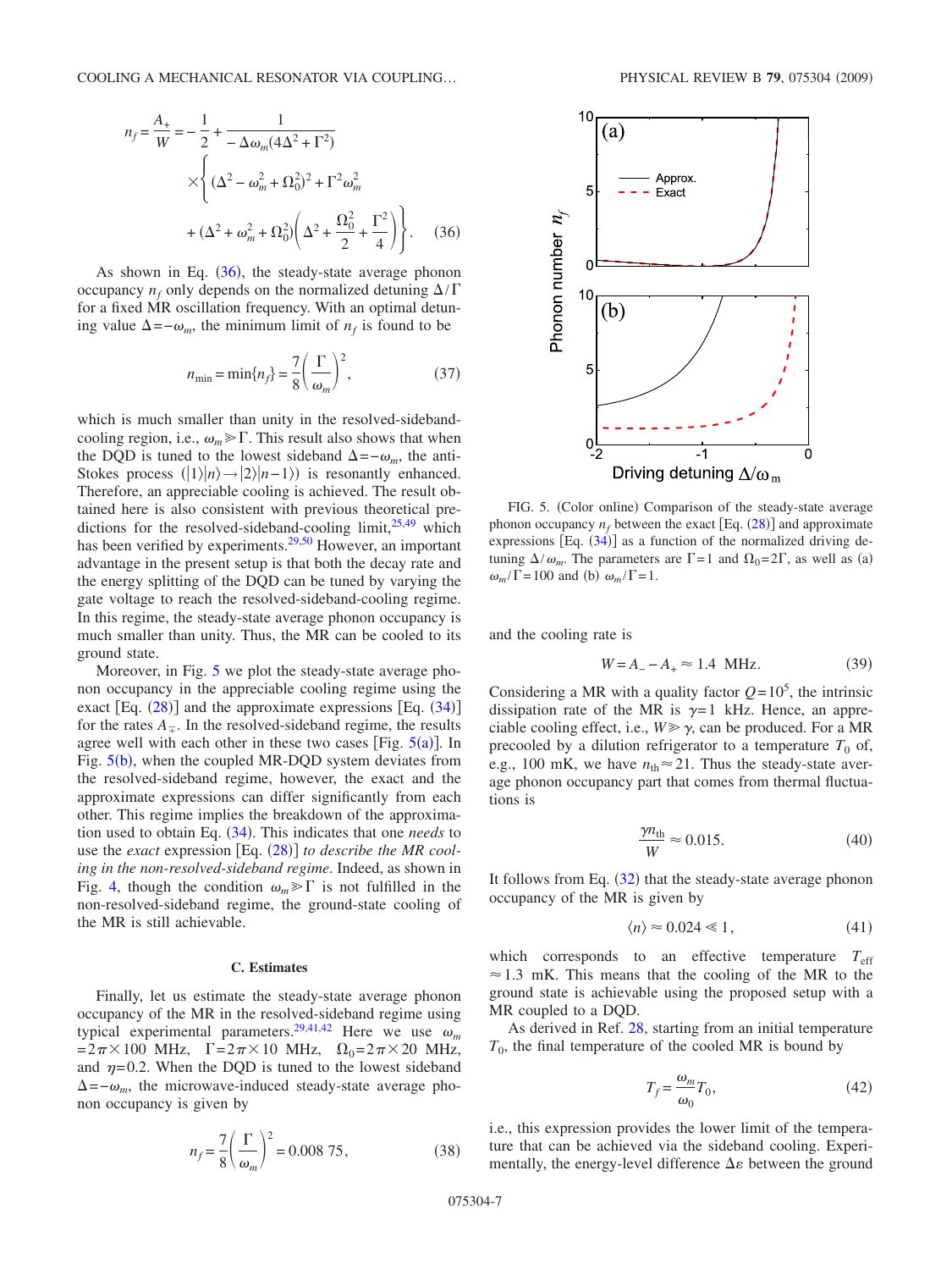$$n_f = \frac{A_+}{W} = -\frac{1}{2} + \frac{1}{-\Delta\omega_m(4\Delta^2+\Gamma^2)} \times \Bigg\{ (\Delta^2 - \omega_m^2 + \Omega_0^2)^2 + \Gamma^2\omega_m^2 + (\Delta^2 + \omega_m^2 + \Omega_0^2)\left(\Delta^2 + \frac{\Omega_0^2}{2} + \frac{\Gamma^2}{4}\right) \Bigg\}. \quad (36)$$

As shown in Eq. (36), the steady-state average phonon occupancy $n_f$ only depends on the normalized detuning $\Delta/\Gamma$ for a fixed MR oscillation frequency. With an optimal detuning value $\Delta = -\omega_m$, the minimum limit of $n_f$ is found to be

$$n_{\min} = \min\{n_f\} = \frac{7}{8}\left(\frac{\Gamma}{\omega_m}\right)^2, \quad (37)$$

which is much smaller than unity in the resolved-sideband-cooling region, i.e., $\omega_m \gg \Gamma$. This result also shows that when the DQD is tuned to the lowest sideband $\Delta = -\omega_m$, the anti-Stokes process $(|1\rangle|n\rangle \to |2\rangle|n-1\rangle)$ is resonantly enhanced. Therefore, an appreciable cooling is achieved. The result obtained here is also consistent with previous theoretical predictions for the resolved-sideband-cooling limit,[25,49] which has been verified by experiments.[29,50] However, an important advantage in the present setup is that both the decay rate and the energy splitting of the DQD can be tuned by varying the gate voltage to reach the resolved-sideband-cooling regime. In this regime, the steady-state average phonon occupancy is much smaller than unity. Thus, the MR can be cooled to its ground state.

Moreover, in Fig. 5 we plot the steady-state average phonon occupancy in the appreciable cooling regime using the exact [Eq. (28)] and the approximate expressions [Eq. (34)] for the rates $A_\mp$. In the resolved-sideband regime, the results agree well with each other in these two cases [Fig. 5(a)]. In Fig. 5(b), when the coupled MR-DQD system deviates from the resolved-sideband regime, however, the exact and the approximate expressions can differ significantly from each other. This regime implies the breakdown of the approximation used to obtain Eq. (34). This indicates that one *needs* to use the *exact* expression [Eq. (28)] *to describe the MR cooling in the non-resolved-sideband regime*. Indeed, as shown in Fig. 4, though the condition $\omega_m \gg \Gamma$ is not fulfilled in the non-resolved-sideband regime, the ground-state cooling of the MR is still achievable.

### C. Estimates

Finally, let us estimate the steady-state average phonon occupancy of the MR in the resolved-sideband regime using typical experimental parameters.[29,41,42] Here we use $\omega_m = 2\pi \times 100$ MHz, $\Gamma = 2\pi \times 10$ MHz, $\Omega_0 = 2\pi \times 20$ MHz, and $\eta = 0.2$. When the DQD is tuned to the lowest sideband $\Delta = -\omega_m$, the microwave-induced steady-state average phonon occupancy is given by

$$n_f = \frac{7}{8}\left(\frac{\Gamma}{\omega_m}\right)^2 = 0.008\ 75, \quad (38)$$

FIG. 5. (Color online) Comparison of the steady-state average phonon occupancy $n_f$ between the exact [Eq. (28)] and approximate expressions [Eq. (34)] as a function of the normalized driving detuning $\Delta/\omega_m$. The parameters are $\Gamma = 1$ and $\Omega_0 = 2\Gamma$, as well as (a) $\omega_m/\Gamma = 100$ and (b) $\omega_m/\Gamma = 1$.

and the cooling rate is

$$W = A_- - A_+ \approx 1.4\ \text{MHz}. \quad (39)$$

Considering a MR with a quality factor $Q = 10^5$, the intrinsic dissipation rate of the MR is $\gamma = 1$ kHz. Hence, an appreciable cooling effect, i.e., $W \gg \gamma$, can be produced. For a MR precooled by a dilution refrigerator to a temperature $T_0$ of, e.g., 100 mK, we have $n_{\text{th}} \approx 21$. Thus the steady-state average phonon occupancy part that comes from thermal fluctuations is

$$\frac{\gamma n_{\text{th}}}{W} \approx 0.015. \quad (40)$$

It follows from Eq. (32) that the steady-state average phonon occupancy of the MR is given by

$$\langle n \rangle \approx 0.024 \ll 1, \quad (41)$$

which corresponds to an effective temperature $T_{\text{eff}} \approx 1.3$ mK. This means that the cooling of the MR to the ground state is achievable using the proposed setup with a MR coupled to a DQD.

As derived in Ref. 28, starting from an initial temperature $T_0$, the final temperature of the cooled MR is bound by

$$T_f = \frac{\omega_m}{\omega_0} T_0, \quad (42)$$

i.e., this expression provides the lower limit of the temperature that can be achieved via the sideband cooling. Experimentally, the energy-level difference $\Delta\varepsilon$ between the ground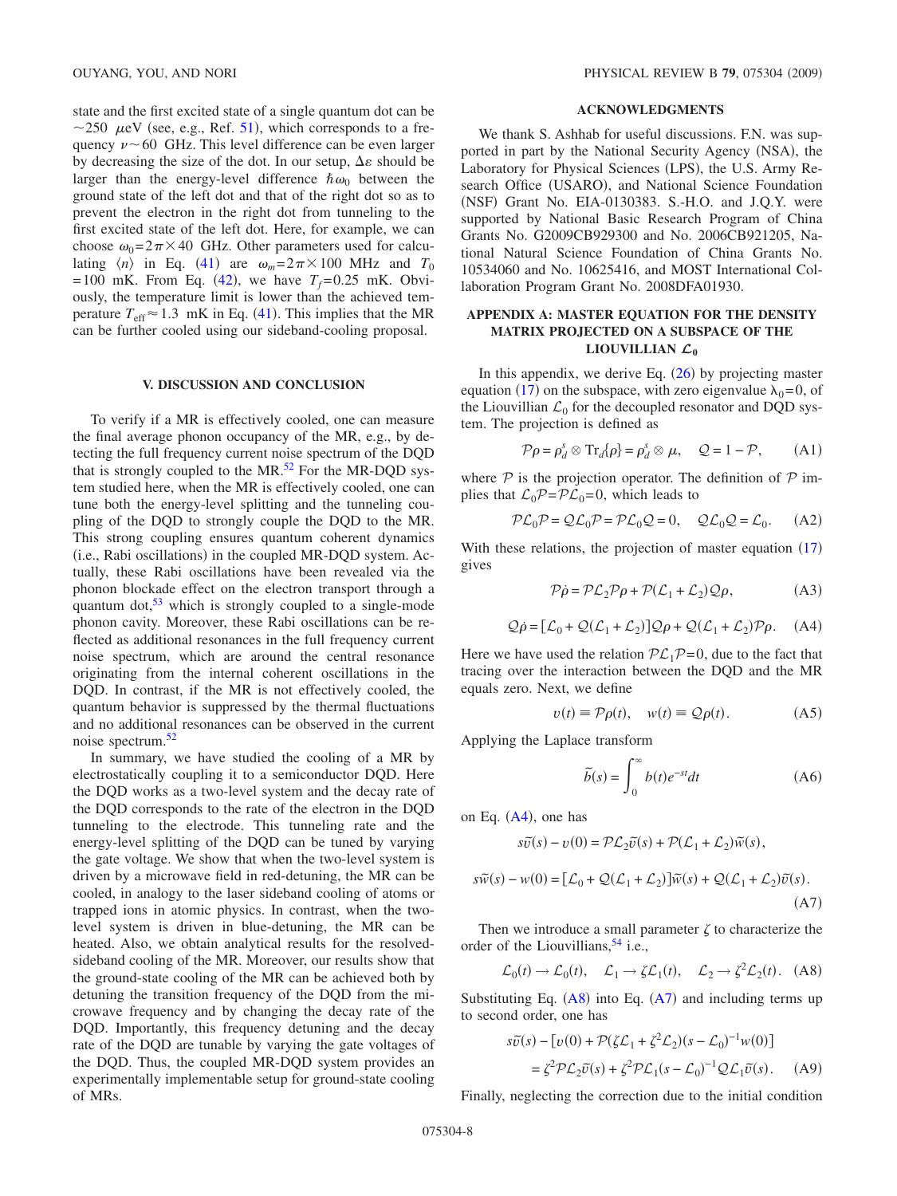state and the first excited state of a single quantum dot can be $\sim 250\ \mu$eV (see, e.g., Ref. 51), which corresponds to a frequency $\nu \sim 60$ GHz. This level difference can be even larger by decreasing the size of the dot. In our setup, $\Delta\varepsilon$ should be larger than the energy-level difference $\hbar\omega_0$ between the ground state of the left dot and that of the right dot so as to prevent the electron in the right dot from tunneling to the first excited state of the left dot. Here, for example, we can choose $\omega_0 = 2\pi \times 40$ GHz. Other parameters used for calculating $\langle n \rangle$ in Eq. (41) are $\omega_m = 2\pi \times 100$ MHz and $T_0 = 100$ mK. From Eq. (42), we have $T_f = 0.25$ mK. Obviously, the temperature limit is lower than the achieved temperature $T_{\rm eff} \approx 1.3$ mK in Eq. (41). This implies that the MR can be further cooled using our sideband-cooling proposal.

## V. DISCUSSION AND CONCLUSION

To verify if a MR is effectively cooled, one can measure the final average phonon occupancy of the MR, e.g., by detecting the full frequency current noise spectrum of the DQD that is strongly coupled to the MR.[52] For the MR-DQD system studied here, when the MR is effectively cooled, one can tune both the energy-level splitting and the tunneling coupling of the DQD to strongly couple the DQD to the MR. This strong coupling ensures quantum coherent dynamics (i.e., Rabi oscillations) in the coupled MR-DQD system. Actually, these Rabi oscillations have been revealed via the phonon blockade effect on the electron transport through a quantum dot,[53] which is strongly coupled to a single-mode phonon cavity. Moreover, these Rabi oscillations can be reflected as additional resonances in the full frequency current noise spectrum, which are around the central resonance originating from the internal coherent oscillations in the DQD. In contrast, if the MR is not effectively cooled, the quantum behavior is suppressed by the thermal fluctuations and no additional resonances can be observed in the current noise spectrum.[52]

In summary, we have studied the cooling of a MR by electrostatically coupling it to a semiconductor DQD. Here the DQD works as a two-level system and the decay rate of the DQD corresponds to the rate of the electron in the DQD tunneling to the electrode. This tunneling rate and the energy-level splitting of the DQD can be tuned by varying the gate voltage. We show that when the two-level system is driven by a microwave field in red-detuning, the MR can be cooled, in analogy to the laser sideband cooling of atoms or trapped ions in atomic physics. In contrast, when the two-level system is driven in blue-detuning, the MR can be heated. Also, we obtain analytical results for the resolved-sideband cooling of the MR. Moreover, our results show that the ground-state cooling of the MR can be achieved both by detuning the transition frequency of the DQD from the microwave frequency and by changing the decay rate of the DQD. Importantly, this frequency detuning and the decay rate of the DQD are tunable by varying the gate voltages of the DQD. Thus, the coupled MR-DQD system provides an experimentally implementable setup for ground-state cooling of MRs.

## ACKNOWLEDGMENTS

We thank S. Ashhab for useful discussions. F.N. was supported in part by the National Security Agency (NSA), the Laboratory for Physical Sciences (LPS), the U.S. Army Research Office (USARO), and National Science Foundation (NSF) Grant No. EIA-0130383. S.-H.O. and J.Q.Y. were supported by National Basic Research Program of China Grants No. G2009CB929300 and No. 2006CB921205, National Natural Science Foundation of China Grants No. 10534060 and No. 10625416, and MOST International Collaboration Program Grant No. 2008DFA01930.

## APPENDIX A: MASTER EQUATION FOR THE DENSITY MATRIX PROJECTED ON A SUBSPACE OF THE LIOUVILLIAN $\mathcal{L}_0$

In this appendix, we derive Eq. (26) by projecting master equation (17) on the subspace, with zero eigenvalue $\lambda_0 = 0$, of the Liouvillian $\mathcal{L}_0$ for the decoupled resonator and DQD system. The projection is defined as

$$\mathcal{P}\rho = \rho_d^s \otimes \mathrm{Tr}_d\{\rho\} = \rho_d^s \otimes \mu, \quad \mathcal{Q} = 1 - \mathcal{P}, \tag{A1}$$

where $\mathcal{P}$ is the projection operator. The definition of $\mathcal{P}$ implies that $\mathcal{L}_0\mathcal{P} = \mathcal{P}\mathcal{L}_0 = 0$, which leads to

$$\mathcal{P}\mathcal{L}_0\mathcal{P} = \mathcal{Q}\mathcal{L}_0\mathcal{P} = \mathcal{P}\mathcal{L}_0\mathcal{Q} = 0, \quad \mathcal{Q}\mathcal{L}_0\mathcal{Q} = \mathcal{L}_0. \tag{A2}$$

With these relations, the projection of master equation (17) gives

$$\mathcal{P}\dot{\rho} = \mathcal{P}\mathcal{L}_2\mathcal{P}\rho + \mathcal{P}(\mathcal{L}_1 + \mathcal{L}_2)\mathcal{Q}\rho, \tag{A3}$$

$$\mathcal{Q}\dot{\rho} = [\mathcal{L}_0 + \mathcal{Q}(\mathcal{L}_1 + \mathcal{L}_2)]\mathcal{Q}\rho + \mathcal{Q}(\mathcal{L}_1 + \mathcal{L}_2)\mathcal{P}\rho. \tag{A4}$$

Here we have used the relation $\mathcal{P}\mathcal{L}_1\mathcal{P} = 0$, due to the fact that tracing over the interaction between the DQD and the MR equals zero. Next, we define

$$v(t) \equiv \mathcal{P}\rho(t), \quad w(t) \equiv \mathcal{Q}\rho(t). \tag{A5}$$

Applying the Laplace transform

$$\tilde{b}(s) = \int_0^\infty b(t)e^{-st}dt \tag{A6}$$

on Eq. (A4), one has

$$s\tilde{v}(s) - v(0) = \mathcal{P}\mathcal{L}_2\tilde{v}(s) + \mathcal{P}(\mathcal{L}_1 + \mathcal{L}_2)\tilde{w}(s),$$

$$s\tilde{w}(s) - w(0) = [\mathcal{L}_0 + \mathcal{Q}(\mathcal{L}_1 + \mathcal{L}_2)]\tilde{w}(s) + \mathcal{Q}(\mathcal{L}_1 + \mathcal{L}_2)\tilde{v}(s). \tag{A7}$$

Then we introduce a small parameter $\zeta$ to characterize the order of the Liouvillians,[54] i.e.,

$$\mathcal{L}_0(t) \to \mathcal{L}_0(t), \quad \mathcal{L}_1 \to \zeta\mathcal{L}_1(t), \quad \mathcal{L}_2 \to \zeta^2\mathcal{L}_2(t). \tag{A8}$$

Substituting Eq. (A8) into Eq. (A7) and including terms up to second order, one has

$$s\tilde{v}(s) - [v(0) + \mathcal{P}(\zeta\mathcal{L}_1 + \zeta^2\mathcal{L}_2)(s - \mathcal{L}_0)^{-1}w(0)] = \zeta^2\mathcal{P}\mathcal{L}_2\tilde{v}(s) + \zeta^2\mathcal{P}\mathcal{L}_1(s - \mathcal{L}_0)^{-1}\mathcal{Q}\mathcal{L}_1\tilde{v}(s). \tag{A9}$$

Finally, neglecting the correction due to the initial condition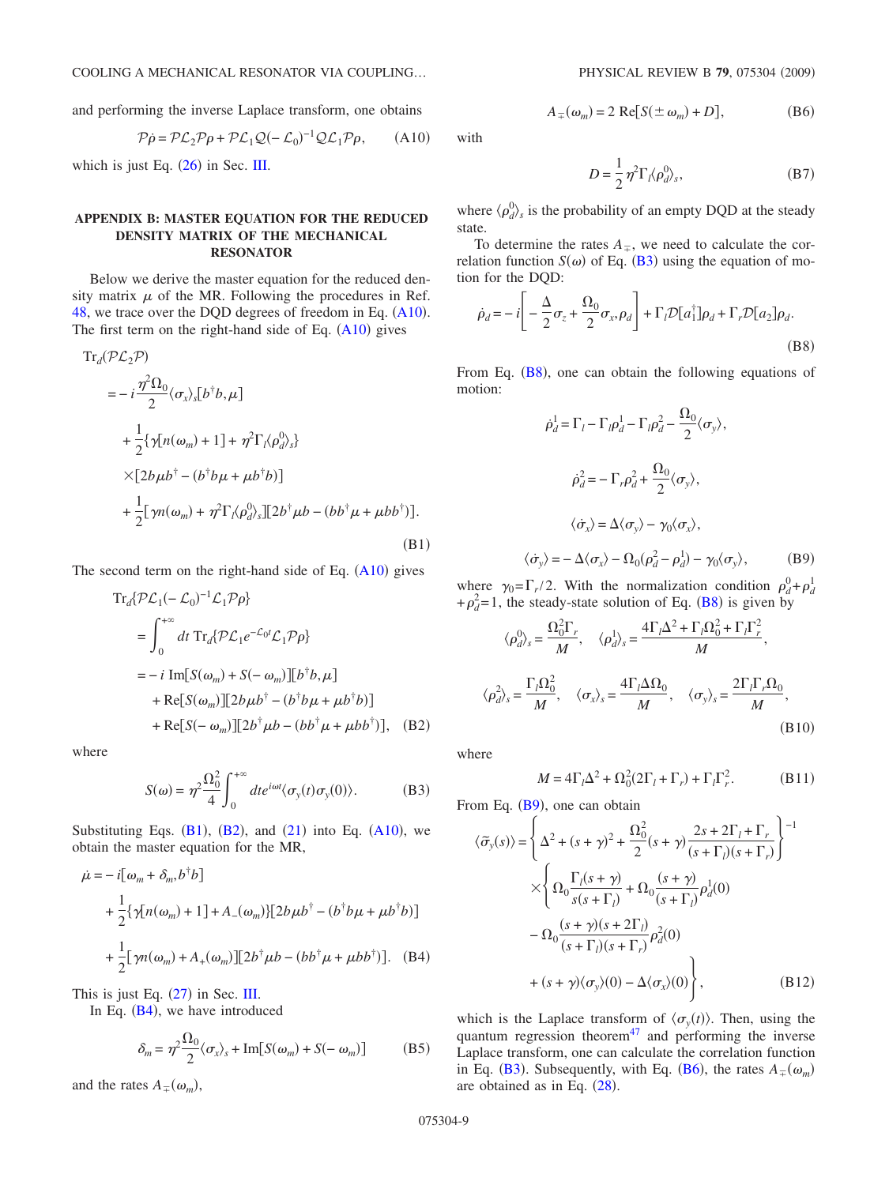and performing the inverse Laplace transform, one obtains

$$\mathcal{P}\dot{\rho} = \mathcal{P}\mathcal{L}_2\mathcal{P}\rho + \mathcal{P}\mathcal{L}_1\mathcal{Q}(-\mathcal{L}_0)^{-1}\mathcal{Q}\mathcal{L}_1\mathcal{P}\rho, \tag{A10}$$

which is just Eq. (26) in Sec. III.

## APPENDIX B: MASTER EQUATION FOR THE REDUCED DENSITY MATRIX OF THE MECHANICAL RESONATOR

Below we derive the master equation for the reduced density matrix $\mu$ of the MR. Following the procedures in Ref. 48, we trace over the DQD degrees of freedom in Eq. (A10). The first term on the right-hand side of Eq. (A10) gives

$$\begin{aligned}
\mathrm{Tr}_d(\mathcal{P}\mathcal{L}_2\mathcal{P})
&= -i\frac{\eta^2\Omega_0}{2}\langle\sigma_x\rangle_s[b^\dagger b,\mu] \\
&\quad + \frac{1}{2}\{\gamma[n(\omega_m)+1] + \eta^2\Gamma_l\langle\rho_d^0\rangle_s\} \\
&\quad \times[2b\mu b^\dagger - (b^\dagger b\mu + \mu b^\dagger b)] \\
&\quad + \frac{1}{2}[\gamma n(\omega_m) + \eta^2\Gamma_l\langle\rho_d^0\rangle_s][2b^\dagger\mu b - (bb^\dagger\mu + \mu bb^\dagger)].
\end{aligned} \tag{B1}$$

The second term on the right-hand side of Eq. (A10) gives

$$\begin{aligned}
\mathrm{Tr}_d\{\mathcal{P}\mathcal{L}_1(-\mathcal{L}_0)^{-1}\mathcal{L}_1\mathcal{P}\rho\}
&= \int_0^{+\infty} dt\, \mathrm{Tr}_d\{\mathcal{P}\mathcal{L}_1 e^{-\mathcal{L}_0 t}\mathcal{L}_1\mathcal{P}\rho\} \\
&= -i\,\mathrm{Im}[S(\omega_m)+S(-\omega_m)][b^\dagger b,\mu] \\
&\quad + \mathrm{Re}[S(\omega_m)][2b\mu b^\dagger - (b^\dagger b\mu + \mu b^\dagger b)] \\
&\quad + \mathrm{Re}[S(-\omega_m)][2b^\dagger\mu b - (bb^\dagger\mu + \mu bb^\dagger)],
\end{aligned} \tag{B2}$$

where

$$S(\omega) = \eta^2\frac{\Omega_0^2}{4}\int_0^{+\infty} dt e^{i\omega t}\langle\sigma_y(t)\sigma_y(0)\rangle. \tag{B3}$$

Substituting Eqs. (B1), (B2), and (21) into Eq. (A10), we obtain the master equation for the MR,

$$\begin{aligned}
\dot{\mu} &= -i[\omega_m + \delta_m, b^\dagger b] \\
&\quad + \frac{1}{2}\{\gamma[n(\omega_m)+1] + A_-(\omega_m)\}[2b\mu b^\dagger - (b^\dagger b\mu + \mu b^\dagger b)] \\
&\quad + \frac{1}{2}[\gamma n(\omega_m) + A_+(\omega_m)][2b^\dagger\mu b - (bb^\dagger\mu + \mu bb^\dagger)].
\end{aligned} \tag{B4}$$

This is just Eq. (27) in Sec. III.

In Eq. (B4), we have introduced

$$\delta_m = \eta^2\frac{\Omega_0}{2}\langle\sigma_x\rangle_s + \mathrm{Im}[S(\omega_m)+S(-\omega_m)] \tag{B5}$$

and the rates $A_\mp(\omega_m)$,

$$A_\mp(\omega_m) = 2\,\mathrm{Re}[S(\pm\omega_m) + D], \tag{B6}$$

with

$$D = \frac{1}{2}\eta^2\Gamma_l\langle\rho_d^0\rangle_s, \tag{B7}$$

where $\langle\rho_d^0\rangle_s$ is the probability of an empty DQD at the steady state.

To determine the rates $A_\mp$, we need to calculate the correlation function $S(\omega)$ of Eq. (B3) using the equation of motion for the DQD:

$$\dot{\rho}_d = -i\left[-\frac{\Delta}{2}\sigma_z + \frac{\Omega_0}{2}\sigma_x, \rho_d\right] + \Gamma_l\mathcal{D}[a_1^\dagger]\rho_d + \Gamma_r\mathcal{D}[a_2]\rho_d. \tag{B8}$$

From Eq. (B8), one can obtain the following equations of motion:

$$\begin{aligned}
\dot{\rho}_d^1 &= \Gamma_l - \Gamma_l\rho_d^1 - \Gamma_l\rho_d^2 - \frac{\Omega_0}{2}\langle\sigma_y\rangle, \\
\dot{\rho}_d^2 &= -\Gamma_r\rho_d^2 + \frac{\Omega_0}{2}\langle\sigma_y\rangle, \\
\langle\dot{\sigma}_x\rangle &= \Delta\langle\sigma_y\rangle - \gamma_0\langle\sigma_x\rangle, \\
\langle\dot{\sigma}_y\rangle &= -\Delta\langle\sigma_x\rangle - \Omega_0(\rho_d^2 - \rho_d^1) - \gamma_0\langle\sigma_y\rangle,
\end{aligned} \tag{B9}$$

where $\gamma_0 = \Gamma_r/2$. With the normalization condition $\rho_d^0 + \rho_d^1 + \rho_d^2 = 1$, the steady-state solution of Eq. (B8) is given by

$$\langle\rho_d^0\rangle_s = \frac{\Omega_0^2\Gamma_r}{M}, \quad \langle\rho_d^1\rangle_s = \frac{4\Gamma_l\Delta^2 + \Gamma_l\Omega_0^2 + \Gamma_l\Gamma_r^2}{M},$$

$$\langle\rho_d^2\rangle_s = \frac{\Gamma_l\Omega_0^2}{M}, \quad \langle\sigma_x\rangle_s = \frac{4\Gamma_l\Delta\Omega_0}{M}, \quad \langle\sigma_y\rangle_s = \frac{2\Gamma_l\Gamma_r\Omega_0}{M}, \tag{B10}$$

where

$$M = 4\Gamma_l\Delta^2 + \Omega_0^2(2\Gamma_l + \Gamma_r) + \Gamma_l\Gamma_r^2. \tag{B11}$$

From Eq. (B9), one can obtain

$$\begin{aligned}
\langle\tilde{\sigma}_y(s)\rangle &= \left\{\Delta^2 + (s+\gamma)^2 + \frac{\Omega_0^2}{2}(s+\gamma)\frac{2s+2\Gamma_l+\Gamma_r}{(s+\Gamma_l)(s+\Gamma_r)}\right\}^{-1} \\
&\quad \times\left\{\Omega_0\frac{\Gamma_l(s+\gamma)}{s(s+\Gamma_l)} + \Omega_0\frac{(s+\gamma)}{(s+\Gamma_l)}\rho_d^1(0)\right. \\
&\quad - \Omega_0\frac{(s+\gamma)(s+2\Gamma_l)}{(s+\Gamma_l)(s+\Gamma_r)}\rho_d^2(0) \\
&\quad \left. + (s+\gamma)\langle\sigma_y\rangle(0) - \Delta\langle\sigma_x\rangle(0)\right\},
\end{aligned} \tag{B12}$$

which is the Laplace transform of $\langle\sigma_y(t)\rangle$. Then, using the quantum regression theorem[47] and performing the inverse Laplace transform, one can calculate the correlation function in Eq. (B3). Subsequently, with Eq. (B6), the rates $A_\mp(\omega_m)$ are obtained as in Eq. (28).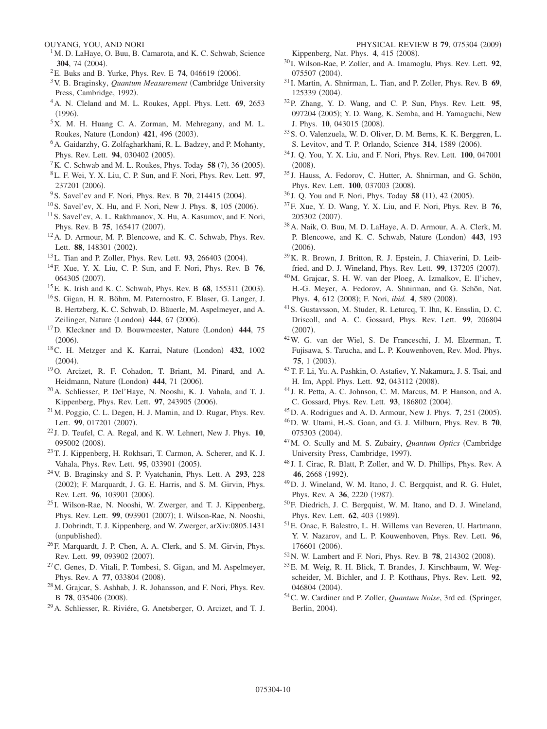[1] M. D. LaHaye, O. Buu, B. Camarota, and K. C. Schwab, Science **304**, 74 (2004).

[2] E. Buks and B. Yurke, Phys. Rev. E **74**, 046619 (2006).

[3] V. B. Braginsky, *Quantum Measurement* (Cambridge University Press, Cambridge, 1992).

[4] A. N. Cleland and M. L. Roukes, Appl. Phys. Lett. **69**, 2653 (1996).

[5] X. M. H. Huang C. A. Zorman, M. Mehregany, and M. L. Roukes, Nature (London) **421**, 496 (2003).

[6] A. Gaidarzhy, G. Zolfagharkhani, R. L. Badzey, and P. Mohanty, Phys. Rev. Lett. **94**, 030402 (2005).

[7] K. C. Schwab and M. L. Roukes, Phys. Today **58** (7), 36 (2005).

[8] L. F. Wei, Y. X. Liu, C. P. Sun, and F. Nori, Phys. Rev. Lett. **97**, 237201 (2006).

[9] S. Savel'ev and F. Nori, Phys. Rev. B **70**, 214415 (2004).

[10] S. Savel'ev, X. Hu, and F. Nori, New J. Phys. **8**, 105 (2006).

[11] S. Savel'ev, A. L. Rakhmanov, X. Hu, A. Kasumov, and F. Nori, Phys. Rev. B **75**, 165417 (2007).

[12] A. D. Armour, M. P. Blencowe, and K. C. Schwab, Phys. Rev. Lett. **88**, 148301 (2002).

[13] L. Tian and P. Zoller, Phys. Rev. Lett. **93**, 266403 (2004).

[14] F. Xue, Y. X. Liu, C. P. Sun, and F. Nori, Phys. Rev. B **76**, 064305 (2007).

[15] E. K. Irish and K. C. Schwab, Phys. Rev. B **68**, 155311 (2003).

[16] S. Gigan, H. R. Böhm, M. Paternostro, F. Blaser, G. Langer, J. B. Hertzberg, K. C. Schwab, D. Bäuerle, M. Aspelmeyer, and A. Zeilinger, Nature (London) **444**, 67 (2006).

[17] D. Kleckner and D. Bouwmeester, Nature (London) **444**, 75 (2006).

[18] C. H. Metzger and K. Karrai, Nature (London) **432**, 1002 (2004).

[19] O. Arcizet, R. F. Cohadon, T. Briant, M. Pinard, and A. Heidmann, Nature (London) **444**, 71 (2006).

[20] A. Schliesser, P. Del'Haye, N. Nooshi, K. J. Vahala, and T. J. Kippenberg, Phys. Rev. Lett. **97**, 243905 (2006).

[21] M. Poggio, C. L. Degen, H. J. Mamin, and D. Rugar, Phys. Rev. Lett. **99**, 017201 (2007).

[22] J. D. Teufel, C. A. Regal, and K. W. Lehnert, New J. Phys. **10**, 095002 (2008).

[23] T. J. Kippenberg, H. Rokhsari, T. Carmon, A. Scherer, and K. J. Vahala, Phys. Rev. Lett. **95**, 033901 (2005).

[24] V. B. Braginsky and S. P. Vyatchanin, Phys. Lett. A **293**, 228 (2002); F. Marquardt, J. G. E. Harris, and S. M. Girvin, Phys. Rev. Lett. **96**, 103901 (2006).

[25] I. Wilson-Rae, N. Nooshi, W. Zwerger, and T. J. Kippenberg, Phys. Rev. Lett. **99**, 093901 (2007); I. Wilson-Rae, N. Nooshi, J. Dobrindt, T. J. Kippenberg, and W. Zwerger, arXiv:0805.1431 (unpublished).

[26] F. Marquardt, J. P. Chen, A. A. Clerk, and S. M. Girvin, Phys. Rev. Lett. **99**, 093902 (2007).

[27] C. Genes, D. Vitali, P. Tombesi, S. Gigan, and M. Aspelmeyer, Phys. Rev. A **77**, 033804 (2008).

[28] M. Grajcar, S. Ashhab, J. R. Johansson, and F. Nori, Phys. Rev. B **78**, 035406 (2008).

[29] A. Schliesser, R. Riviére, G. Anetsberger, O. Arcizet, and T. J. Kippenberg, Nat. Phys. **4**, 415 (2008).

[30] I. Wilson-Rae, P. Zoller, and A. Imamoglu, Phys. Rev. Lett. **92**, 075507 (2004).

[31] I. Martin, A. Shnirman, L. Tian, and P. Zoller, Phys. Rev. B **69**, 125339 (2004).

[32] P. Zhang, Y. D. Wang, and C. P. Sun, Phys. Rev. Lett. **95**, 097204 (2005); Y. D. Wang, K. Semba, and H. Yamaguchi, New J. Phys. **10**, 043015 (2008).

[33] S. O. Valenzuela, W. D. Oliver, D. M. Berns, K. K. Berggren, L. S. Levitov, and T. P. Orlando, Science **314**, 1589 (2006).

[34] J. Q. You, Y. X. Liu, and F. Nori, Phys. Rev. Lett. **100**, 047001 (2008).

[35] J. Hauss, A. Fedorov, C. Hutter, A. Shnirman, and G. Schön, Phys. Rev. Lett. **100**, 037003 (2008).

[36] J. Q. You and F. Nori, Phys. Today **58** (11), 42 (2005).

[37] F. Xue, Y. D. Wang, Y. X. Liu, and F. Nori, Phys. Rev. B **76**, 205302 (2007).

[38] A. Naik, O. Buu, M. D. LaHaye, A. D. Armour, A. A. Clerk, M. P. Blencowe, and K. C. Schwab, Nature (London) **443**, 193 (2006).

[39] K. R. Brown, J. Britton, R. J. Epstein, J. Chiaverini, D. Leibfried, and D. J. Wineland, Phys. Rev. Lett. **99**, 137205 (2007).

[40] M. Grajcar, S. H. W. van der Ploeg, A. Izmalkov, E. Il'ichev, H.-G. Meyer, A. Fedorov, A. Shnirman, and G. Schön, Nat. Phys. **4**, 612 (2008); F. Nori, *ibid.* **4**, 589 (2008).

[41] S. Gustavsson, M. Studer, R. Leturcq, T. Ihn, K. Ensslin, D. C. Driscoll, and A. C. Gossard, Phys. Rev. Lett. **99**, 206804 (2007).

[42] W. G. van der Wiel, S. De Franceschi, J. M. Elzerman, T. Fujisawa, S. Tarucha, and L. P. Kouwenhoven, Rev. Mod. Phys. **75**, 1 (2003).

[43] T. F. Li, Yu. A. Pashkin, O. Astafiev, Y. Nakamura, J. S. Tsai, and H. Im, Appl. Phys. Lett. **92**, 043112 (2008).

[44] J. R. Petta, A. C. Johnson, C. M. Marcus, M. P. Hanson, and A. C. Gossard, Phys. Rev. Lett. **93**, 186802 (2004).

[45] D. A. Rodrigues and A. D. Armour, New J. Phys. **7**, 251 (2005).

[46] D. W. Utami, H.-S. Goan, and G. J. Milburn, Phys. Rev. B **70**, 075303 (2004).

[47] M. O. Scully and M. S. Zubairy, *Quantum Optics* (Cambridge University Press, Cambridge, 1997).

[48] J. I. Cirac, R. Blatt, P. Zoller, and W. D. Phillips, Phys. Rev. A **46**, 2668 (1992).

[49] D. J. Wineland, W. M. Itano, J. C. Bergquist, and R. G. Hulet, Phys. Rev. A **36**, 2220 (1987).

[50] F. Diedrich, J. C. Bergquist, W. M. Itano, and D. J. Wineland, Phys. Rev. Lett. **62**, 403 (1989).

[51] E. Onac, F. Balestro, L. H. Willems van Beveren, U. Hartmann, Y. V. Nazarov, and L. P. Kouwenhoven, Phys. Rev. Lett. **96**, 176601 (2006).

[52] N. W. Lambert and F. Nori, Phys. Rev. B **78**, 214302 (2008).

[53] E. M. Weig, R. H. Blick, T. Brandes, J. Kirschbaum, W. Wegscheider, M. Bichler, and J. P. Kotthaus, Phys. Rev. Lett. **92**, 046804 (2004).

[54] C. W. Cardiner and P. Zoller, *Quantum Noise*, 3rd ed. (Springer, Berlin, 2004).